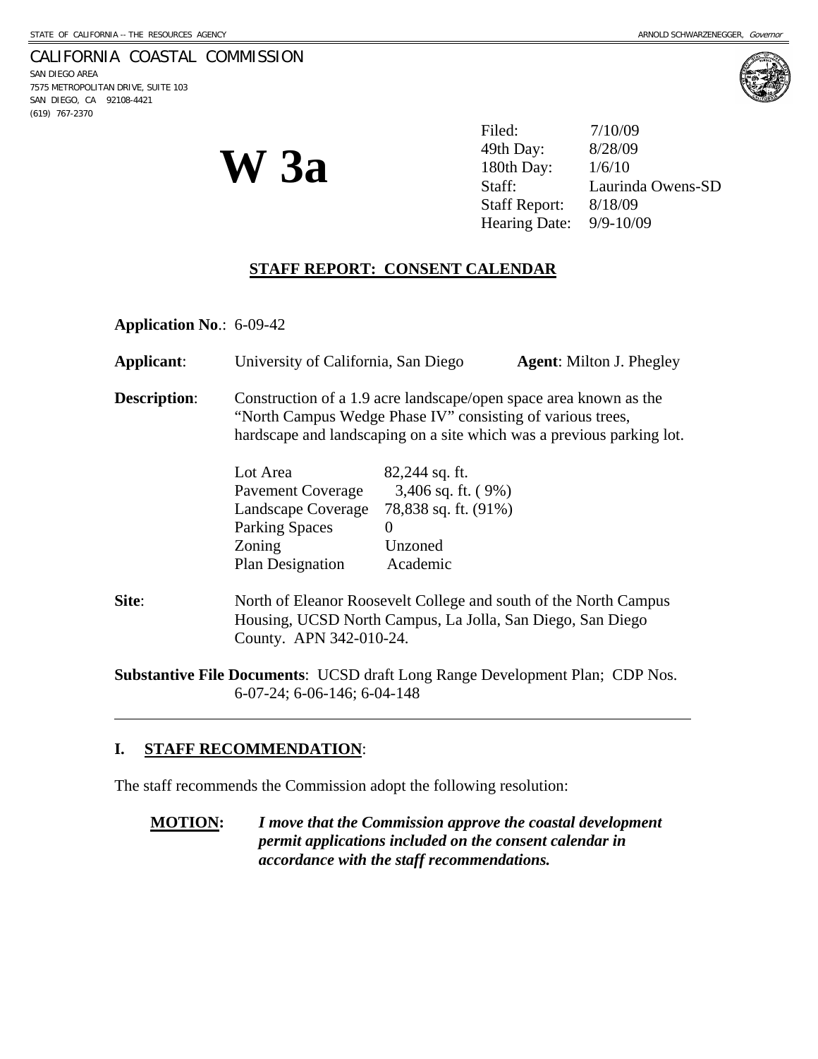STATE OF CALIFORNIA -- THE RESOURCES AGENCY

ARNOLD SCHWARZENEGGER, *Governor*

CALIFORNIA COASTAL COMMISSION
SAN DIEGO AREA
7575 METROPOLITAN DRIVE, SUITE 103
SAN DIEGO, CA 92108-4421
(619) 767-2370

# W 3a

| | |
|---|---|
| Filed: | 7/10/09 |
| 49th Day: | 8/28/09 |
| 180th Day: | 1/6/10 |
| Staff: | Laurinda Owens-SD |
| Staff Report: | 8/18/09 |
| Hearing Date: | 9/9-10/09 |

## STAFF REPORT: CONSENT CALENDAR

**Application No**.: 6-09-42

**Applicant**: University of California, San Diego **Agent**: Milton J. Phegley

**Description**: Construction of a 1.9 acre landscape/open space area known as the "North Campus Wedge Phase IV" consisting of various trees, hardscape and landscaping on a site which was a previous parking lot.

| | |
|---|---|
| Lot Area | 82,244 sq. ft. |
| Pavement Coverage | 3,406 sq. ft. ( 9%) |
| Landscape Coverage | 78,838 sq. ft. (91%) |
| Parking Spaces | 0 |
| Zoning | Unzoned |
| Plan Designation | Academic |

**Site**: North of Eleanor Roosevelt College and south of the North Campus Housing, UCSD North Campus, La Jolla, San Diego, San Diego County. APN 342-010-24.

**Substantive File Documents**: UCSD draft Long Range Development Plan; CDP Nos. 6-07-24; 6-06-146; 6-04-148

## I. STAFF RECOMMENDATION:

The staff recommends the Commission adopt the following resolution:

**MOTION:** ***I move that the Commission approve the coastal development permit applications included on the consent calendar in accordance with the staff recommendations.***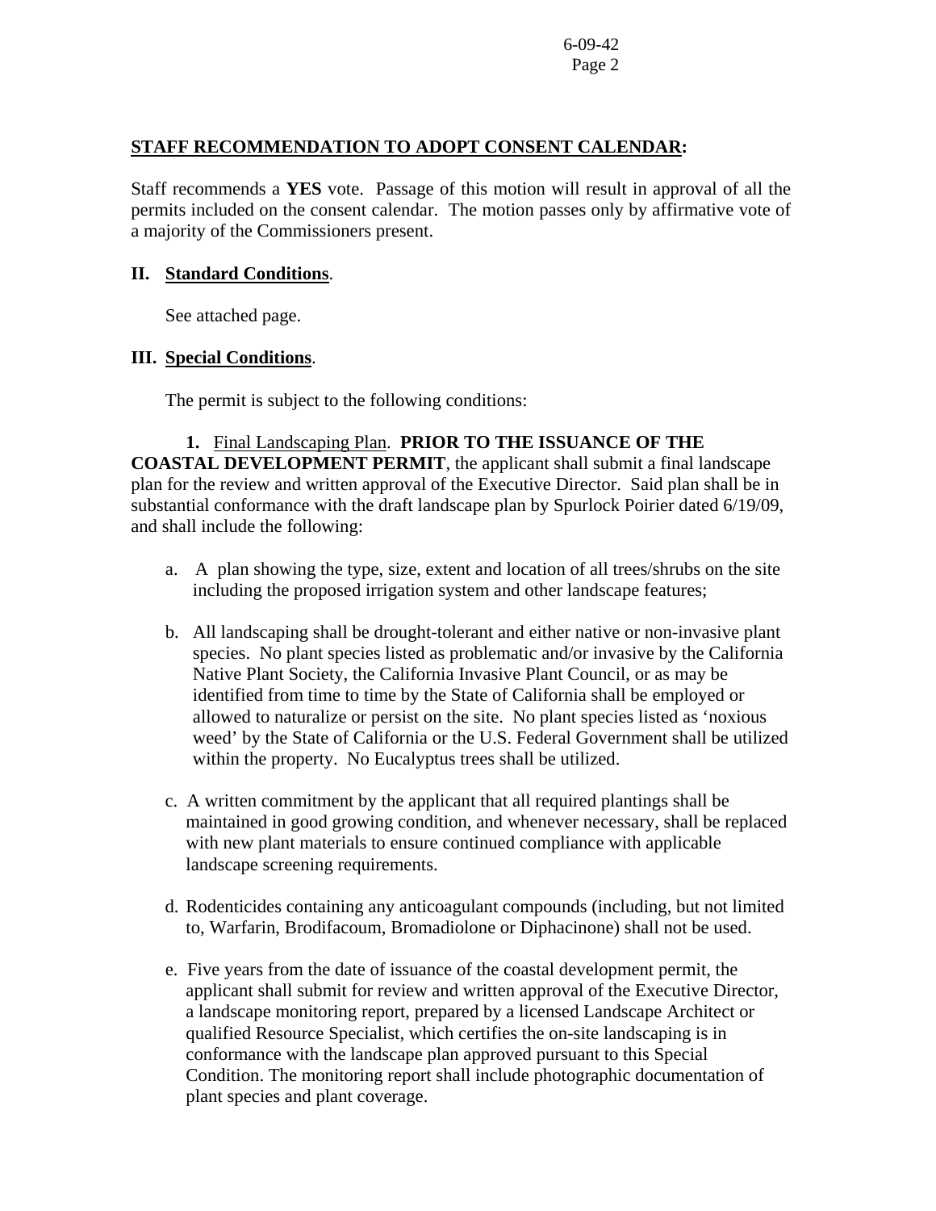**STAFF RECOMMENDATION TO ADOPT CONSENT CALENDAR:**

Staff recommends a **YES** vote. Passage of this motion will result in approval of all the permits included on the consent calendar. The motion passes only by affirmative vote of a majority of the Commissioners present.

## II. Standard Conditions.

See attached page.

## III. Special Conditions.

The permit is subject to the following conditions:

**1.** Final Landscaping Plan. **PRIOR TO THE ISSUANCE OF THE COASTAL DEVELOPMENT PERMIT**, the applicant shall submit a final landscape plan for the review and written approval of the Executive Director. Said plan shall be in substantial conformance with the draft landscape plan by Spurlock Poirier dated 6/19/09, and shall include the following:

a. A plan showing the type, size, extent and location of all trees/shrubs on the site including the proposed irrigation system and other landscape features;

b. All landscaping shall be drought-tolerant and either native or non-invasive plant species. No plant species listed as problematic and/or invasive by the California Native Plant Society, the California Invasive Plant Council, or as may be identified from time to time by the State of California shall be employed or allowed to naturalize or persist on the site. No plant species listed as 'noxious weed' by the State of California or the U.S. Federal Government shall be utilized within the property. No Eucalyptus trees shall be utilized.

c. A written commitment by the applicant that all required plantings shall be maintained in good growing condition, and whenever necessary, shall be replaced with new plant materials to ensure continued compliance with applicable landscape screening requirements.

d. Rodenticides containing any anticoagulant compounds (including, but not limited to, Warfarin, Brodifacoum, Bromadiolone or Diphacinone) shall not be used.

e. Five years from the date of issuance of the coastal development permit, the applicant shall submit for review and written approval of the Executive Director, a landscape monitoring report, prepared by a licensed Landscape Architect or qualified Resource Specialist, which certifies the on-site landscaping is in conformance with the landscape plan approved pursuant to this Special Condition. The monitoring report shall include photographic documentation of plant species and plant coverage.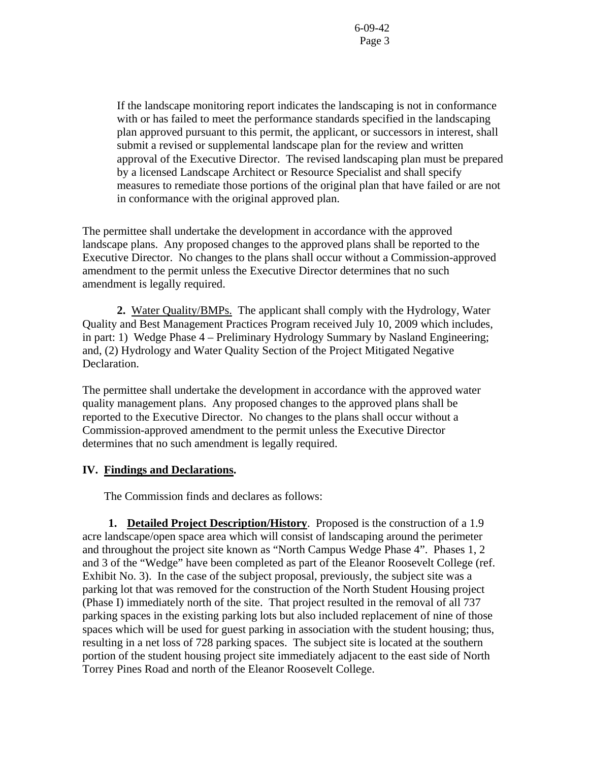If the landscape monitoring report indicates the landscaping is not in conformance with or has failed to meet the performance standards specified in the landscaping plan approved pursuant to this permit, the applicant, or successors in interest, shall submit a revised or supplemental landscape plan for the review and written approval of the Executive Director. The revised landscaping plan must be prepared by a licensed Landscape Architect or Resource Specialist and shall specify measures to remediate those portions of the original plan that have failed or are not in conformance with the original approved plan.

The permittee shall undertake the development in accordance with the approved landscape plans. Any proposed changes to the approved plans shall be reported to the Executive Director. No changes to the plans shall occur without a Commission-approved amendment to the permit unless the Executive Director determines that no such amendment is legally required.

**2.** Water Quality/BMPs. The applicant shall comply with the Hydrology, Water Quality and Best Management Practices Program received July 10, 2009 which includes, in part: 1) Wedge Phase 4 – Preliminary Hydrology Summary by Nasland Engineering; and, (2) Hydrology and Water Quality Section of the Project Mitigated Negative Declaration.

The permittee shall undertake the development in accordance with the approved water quality management plans. Any proposed changes to the approved plans shall be reported to the Executive Director. No changes to the plans shall occur without a Commission-approved amendment to the permit unless the Executive Director determines that no such amendment is legally required.

## IV. Findings and Declarations.

The Commission finds and declares as follows:

**1. Detailed Project Description/History**. Proposed is the construction of a 1.9 acre landscape/open space area which will consist of landscaping around the perimeter and throughout the project site known as "North Campus Wedge Phase 4". Phases 1, 2 and 3 of the "Wedge" have been completed as part of the Eleanor Roosevelt College (ref. Exhibit No. 3). In the case of the subject proposal, previously, the subject site was a parking lot that was removed for the construction of the North Student Housing project (Phase I) immediately north of the site. That project resulted in the removal of all 737 parking spaces in the existing parking lots but also included replacement of nine of those spaces which will be used for guest parking in association with the student housing; thus, resulting in a net loss of 728 parking spaces. The subject site is located at the southern portion of the student housing project site immediately adjacent to the east side of North Torrey Pines Road and north of the Eleanor Roosevelt College.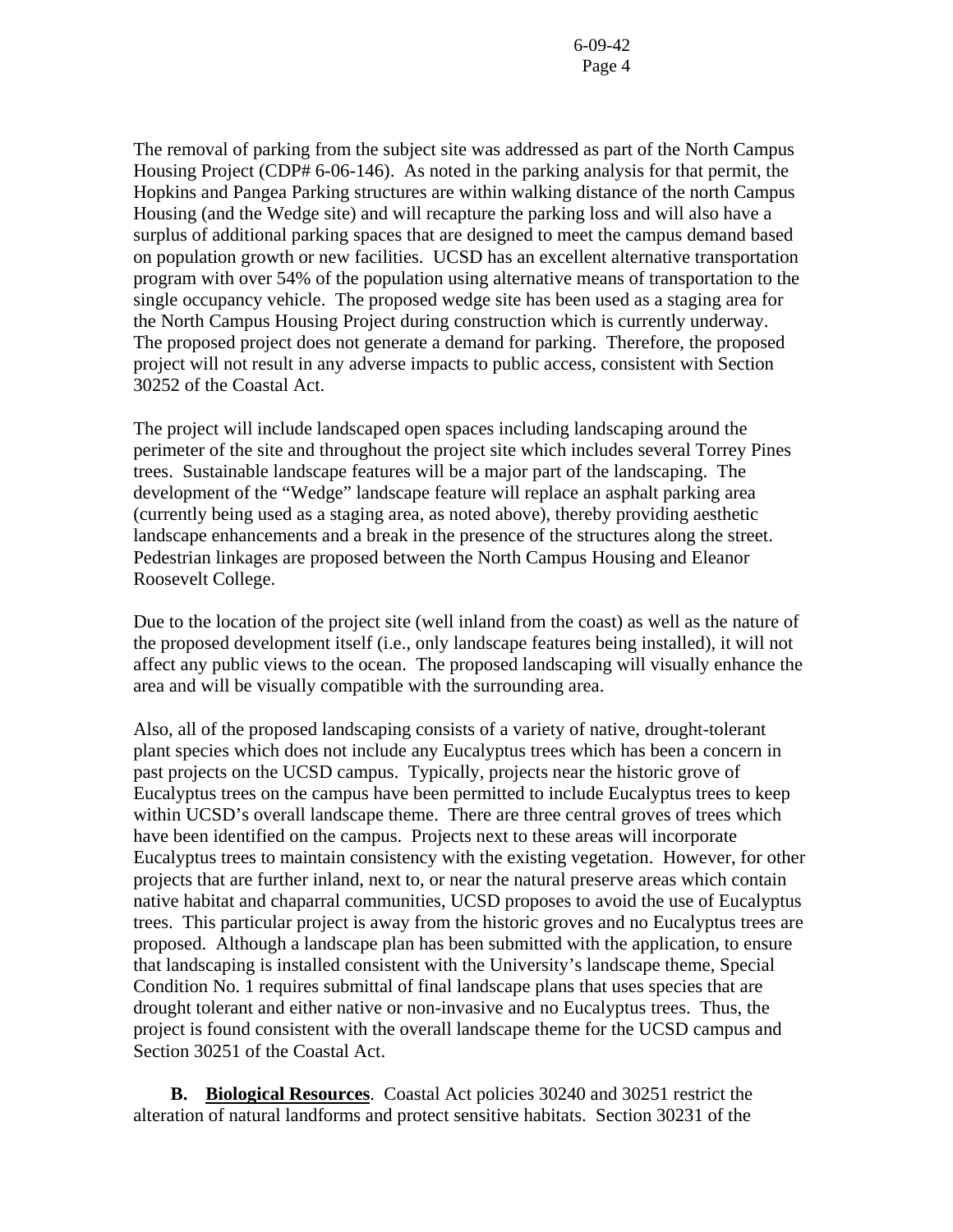The removal of parking from the subject site was addressed as part of the North Campus Housing Project (CDP# 6-06-146). As noted in the parking analysis for that permit, the Hopkins and Pangea Parking structures are within walking distance of the north Campus Housing (and the Wedge site) and will recapture the parking loss and will also have a surplus of additional parking spaces that are designed to meet the campus demand based on population growth or new facilities. UCSD has an excellent alternative transportation program with over 54% of the population using alternative means of transportation to the single occupancy vehicle. The proposed wedge site has been used as a staging area for the North Campus Housing Project during construction which is currently underway. The proposed project does not generate a demand for parking. Therefore, the proposed project will not result in any adverse impacts to public access, consistent with Section 30252 of the Coastal Act.

The project will include landscaped open spaces including landscaping around the perimeter of the site and throughout the project site which includes several Torrey Pines trees. Sustainable landscape features will be a major part of the landscaping. The development of the "Wedge" landscape feature will replace an asphalt parking area (currently being used as a staging area, as noted above), thereby providing aesthetic landscape enhancements and a break in the presence of the structures along the street. Pedestrian linkages are proposed between the North Campus Housing and Eleanor Roosevelt College.

Due to the location of the project site (well inland from the coast) as well as the nature of the proposed development itself (i.e., only landscape features being installed), it will not affect any public views to the ocean. The proposed landscaping will visually enhance the area and will be visually compatible with the surrounding area.

Also, all of the proposed landscaping consists of a variety of native, drought-tolerant plant species which does not include any Eucalyptus trees which has been a concern in past projects on the UCSD campus. Typically, projects near the historic grove of Eucalyptus trees on the campus have been permitted to include Eucalyptus trees to keep within UCSD's overall landscape theme. There are three central groves of trees which have been identified on the campus. Projects next to these areas will incorporate Eucalyptus trees to maintain consistency with the existing vegetation. However, for other projects that are further inland, next to, or near the natural preserve areas which contain native habitat and chaparral communities, UCSD proposes to avoid the use of Eucalyptus trees. This particular project is away from the historic groves and no Eucalyptus trees are proposed. Although a landscape plan has been submitted with the application, to ensure that landscaping is installed consistent with the University's landscape theme, Special Condition No. 1 requires submittal of final landscape plans that uses species that are drought tolerant and either native or non-invasive and no Eucalyptus trees. Thus, the project is found consistent with the overall landscape theme for the UCSD campus and Section 30251 of the Coastal Act.

**B. <u>Biological Resources</u>**. Coastal Act policies 30240 and 30251 restrict the alteration of natural landforms and protect sensitive habitats. Section 30231 of the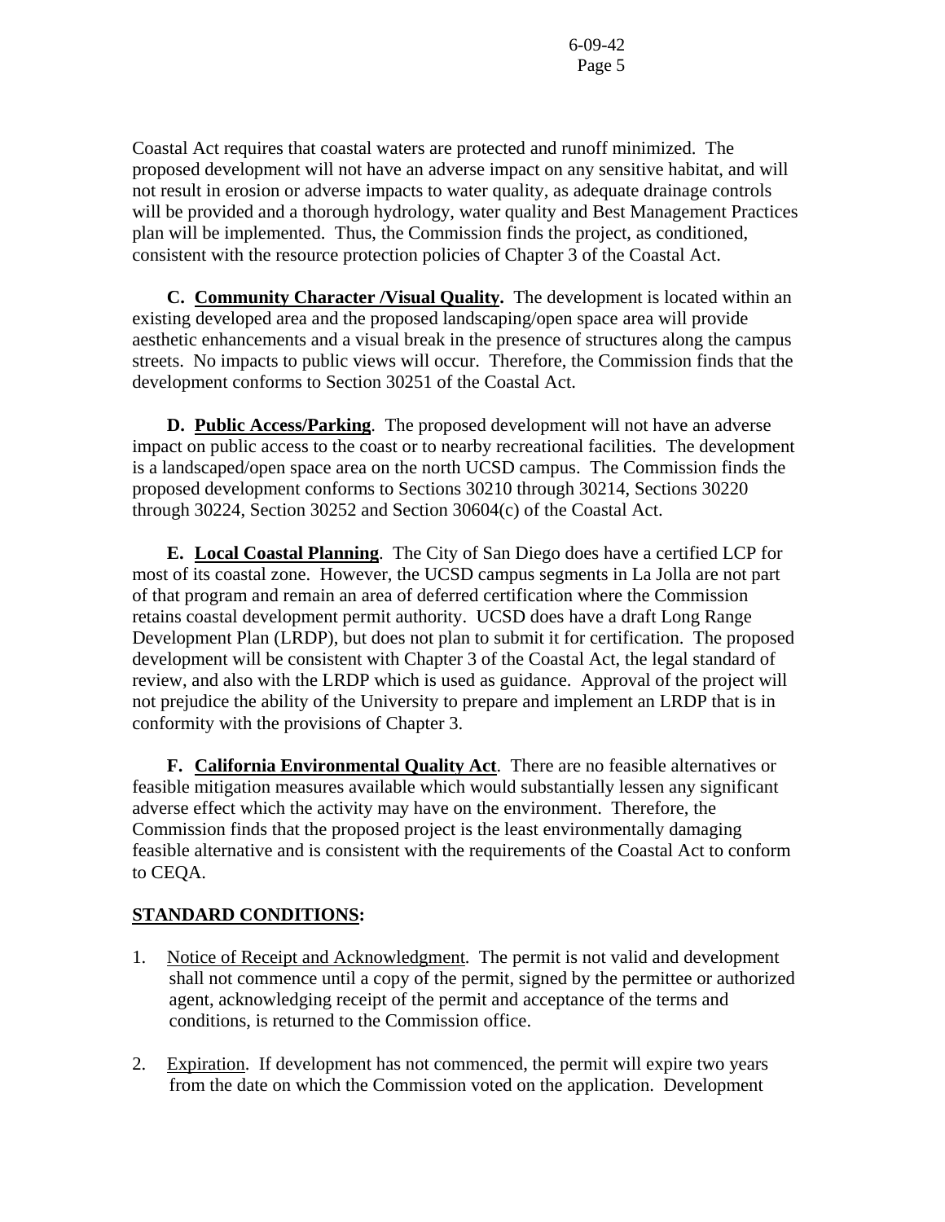Coastal Act requires that coastal waters are protected and runoff minimized. The proposed development will not have an adverse impact on any sensitive habitat, and will not result in erosion or adverse impacts to water quality, as adequate drainage controls will be provided and a thorough hydrology, water quality and Best Management Practices plan will be implemented. Thus, the Commission finds the project, as conditioned, consistent with the resource protection policies of Chapter 3 of the Coastal Act.

**C. Community Character /Visual Quality.** The development is located within an existing developed area and the proposed landscaping/open space area will provide aesthetic enhancements and a visual break in the presence of structures along the campus streets. No impacts to public views will occur. Therefore, the Commission finds that the development conforms to Section 30251 of the Coastal Act.

**D. Public Access/Parking**. The proposed development will not have an adverse impact on public access to the coast or to nearby recreational facilities. The development is a landscaped/open space area on the north UCSD campus. The Commission finds the proposed development conforms to Sections 30210 through 30214, Sections 30220 through 30224, Section 30252 and Section 30604(c) of the Coastal Act.

**E. Local Coastal Planning**. The City of San Diego does have a certified LCP for most of its coastal zone. However, the UCSD campus segments in La Jolla are not part of that program and remain an area of deferred certification where the Commission retains coastal development permit authority. UCSD does have a draft Long Range Development Plan (LRDP), but does not plan to submit it for certification. The proposed development will be consistent with Chapter 3 of the Coastal Act, the legal standard of review, and also with the LRDP which is used as guidance. Approval of the project will not prejudice the ability of the University to prepare and implement an LRDP that is in conformity with the provisions of Chapter 3.

**F. California Environmental Quality Act**. There are no feasible alternatives or feasible mitigation measures available which would substantially lessen any significant adverse effect which the activity may have on the environment. Therefore, the Commission finds that the proposed project is the least environmentally damaging feasible alternative and is consistent with the requirements of the Coastal Act to conform to CEQA.

**STANDARD CONDITIONS:**

1. Notice of Receipt and Acknowledgment. The permit is not valid and development shall not commence until a copy of the permit, signed by the permittee or authorized agent, acknowledging receipt of the permit and acceptance of the terms and conditions, is returned to the Commission office.

2. Expiration. If development has not commenced, the permit will expire two years from the date on which the Commission voted on the application. Development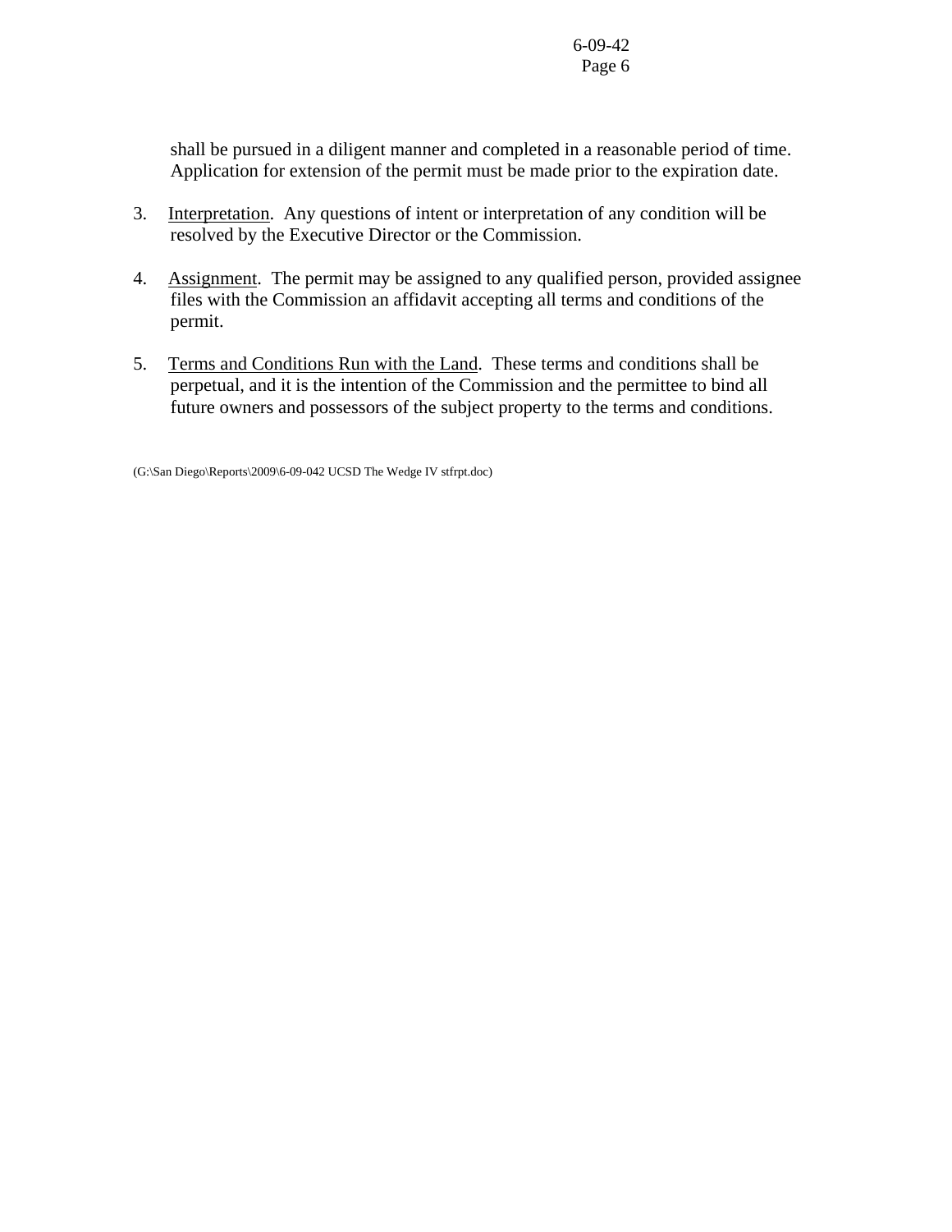shall be pursued in a diligent manner and completed in a reasonable period of time. Application for extension of the permit must be made prior to the expiration date.

3. Interpretation. Any questions of intent or interpretation of any condition will be resolved by the Executive Director or the Commission.

4. Assignment. The permit may be assigned to any qualified person, provided assignee files with the Commission an affidavit accepting all terms and conditions of the permit.

5. Terms and Conditions Run with the Land. These terms and conditions shall be perpetual, and it is the intention of the Commission and the permittee to bind all future owners and possessors of the subject property to the terms and conditions.

(G:\San Diego\Reports\2009\6-09-042 UCSD The Wedge IV stfrpt.doc)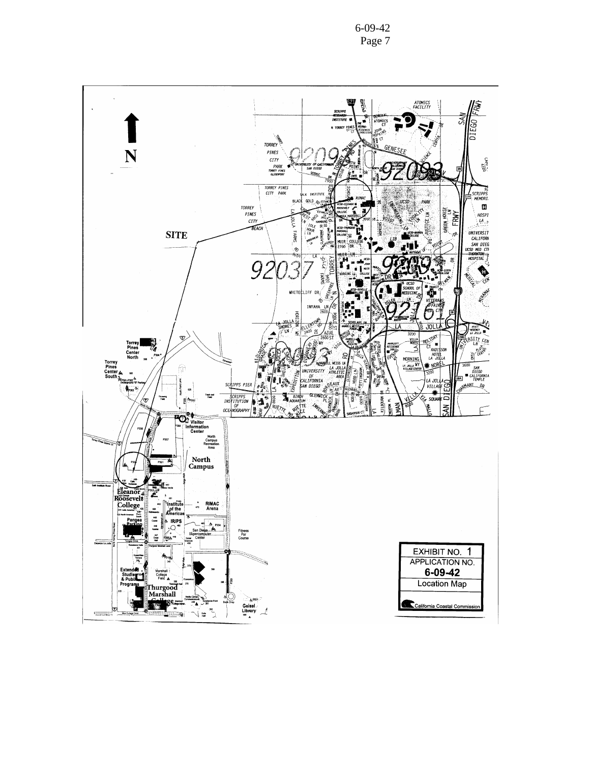SITE

N

EXHIBIT NO. 1

APPLICATION NO.

**6-09-42**

Location Map

California Coastal Commission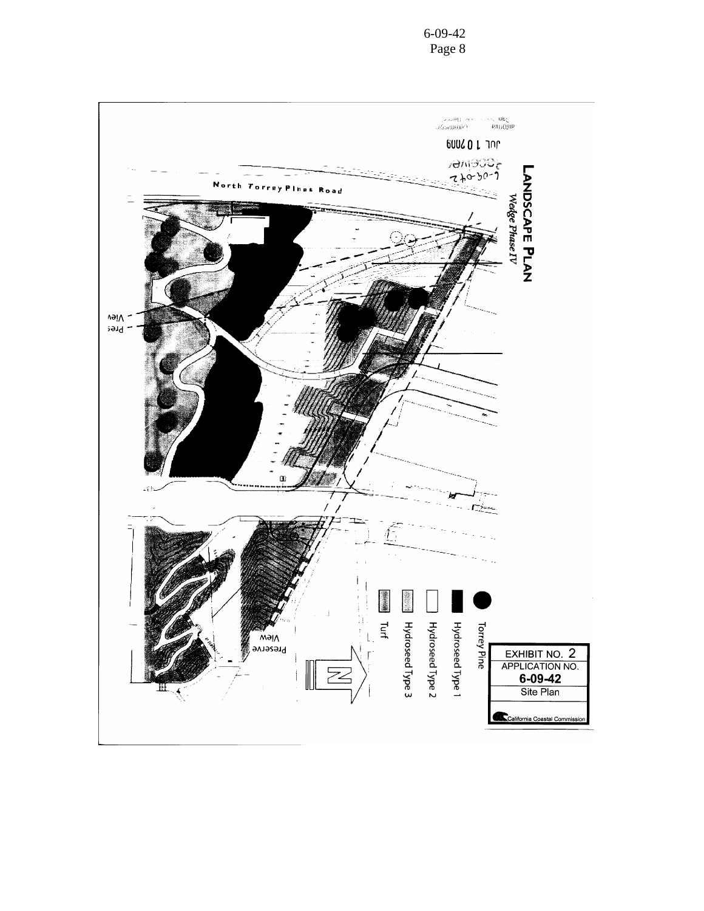# LANDSCAPE PLAN

*Wedge Phase IV*

North Torrey Pines Road

Preserve View

Pres View

- Torrey Pine
- Hydroseed Type 1
- Hydroseed Type 2
- Hydroseed Type 3
- Turf

N

RECEIVED

6-09-042

JUL 10 2009

California Coastal Commission
San Diego Coast District

EXHIBIT NO. 2
APPLICATION NO.
**6-09-42**
Site Plan

California Coastal Commission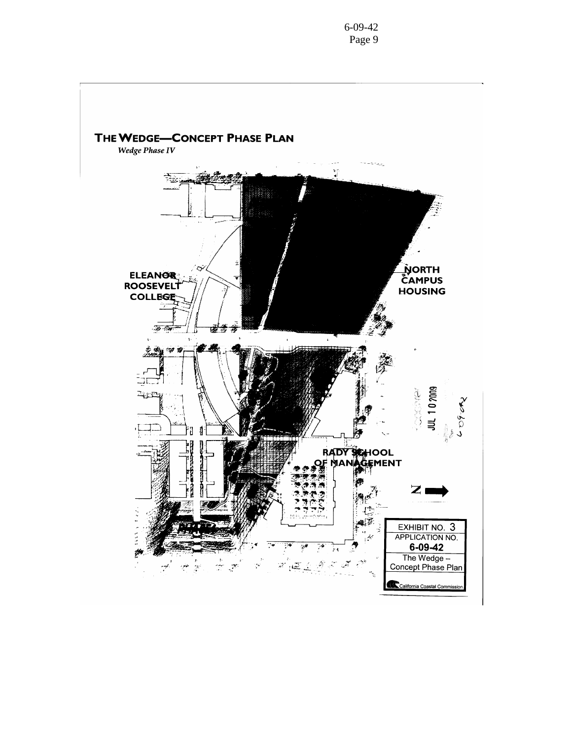# THE WEDGE—CONCEPT PHASE PLAN

*Wedge Phase IV*

ELEANOR ROOSEVELT COLLEGE

NORTH CAMPUS HOUSING

RADY SCHOOL OF MANAGEMENT

N

JUL 1 0 2009

6-09-42

EXHIBIT NO. 3

APPLICATION NO.

**6-09-42**

The Wedge – Concept Phase Plan

California Coastal Commission